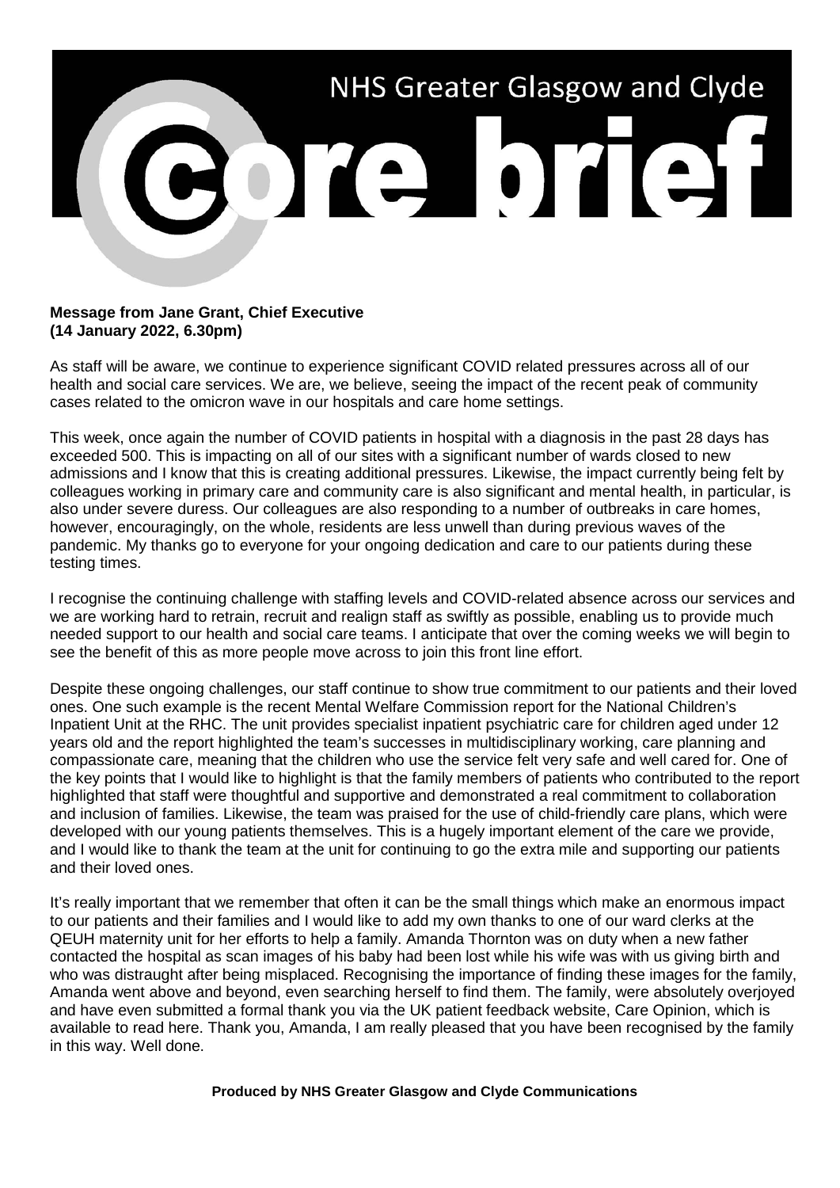# NHS Greater Glasgow and Clyde

# core brief

**Message from Jane Grant, Chief Executive**
**(14 January 2022, 6.30pm)**

As staff will be aware, we continue to experience significant COVID related pressures across all of our health and social care services. We are, we believe, seeing the impact of the recent peak of community cases related to the omicron wave in our hospitals and care home settings.

This week, once again the number of COVID patients in hospital with a diagnosis in the past 28 days has exceeded 500. This is impacting on all of our sites with a significant number of wards closed to new admissions and I know that this is creating additional pressures. Likewise, the impact currently being felt by colleagues working in primary care and community care is also significant and mental health, in particular, is also under severe duress. Our colleagues are also responding to a number of outbreaks in care homes, however, encouragingly, on the whole, residents are less unwell than during previous waves of the pandemic. My thanks go to everyone for your ongoing dedication and care to our patients during these testing times.

I recognise the continuing challenge with staffing levels and COVID-related absence across our services and we are working hard to retrain, recruit and realign staff as swiftly as possible, enabling us to provide much needed support to our health and social care teams. I anticipate that over the coming weeks we will begin to see the benefit of this as more people move across to join this front line effort.

Despite these ongoing challenges, our staff continue to show true commitment to our patients and their loved ones. One such example is the recent Mental Welfare Commission report for the National Children's Inpatient Unit at the RHC. The unit provides specialist inpatient psychiatric care for children aged under 12 years old and the report highlighted the team's successes in multidisciplinary working, care planning and compassionate care, meaning that the children who use the service felt very safe and well cared for. One of the key points that I would like to highlight is that the family members of patients who contributed to the report highlighted that staff were thoughtful and supportive and demonstrated a real commitment to collaboration and inclusion of families. Likewise, the team was praised for the use of child-friendly care plans, which were developed with our young patients themselves. This is a hugely important element of the care we provide, and I would like to thank the team at the unit for continuing to go the extra mile and supporting our patients and their loved ones.

It's really important that we remember that often it can be the small things which make an enormous impact to our patients and their families and I would like to add my own thanks to one of our ward clerks at the QEUH maternity unit for her efforts to help a family. Amanda Thornton was on duty when a new father contacted the hospital as scan images of his baby had been lost while his wife was with us giving birth and who was distraught after being misplaced. Recognising the importance of finding these images for the family, Amanda went above and beyond, even searching herself to find them. The family, were absolutely overjoyed and have even submitted a formal thank you via the UK patient feedback website, Care Opinion, which is available to read here. Thank you, Amanda, I am really pleased that you have been recognised by the family in this way. Well done.

**Produced by NHS Greater Glasgow and Clyde Communications**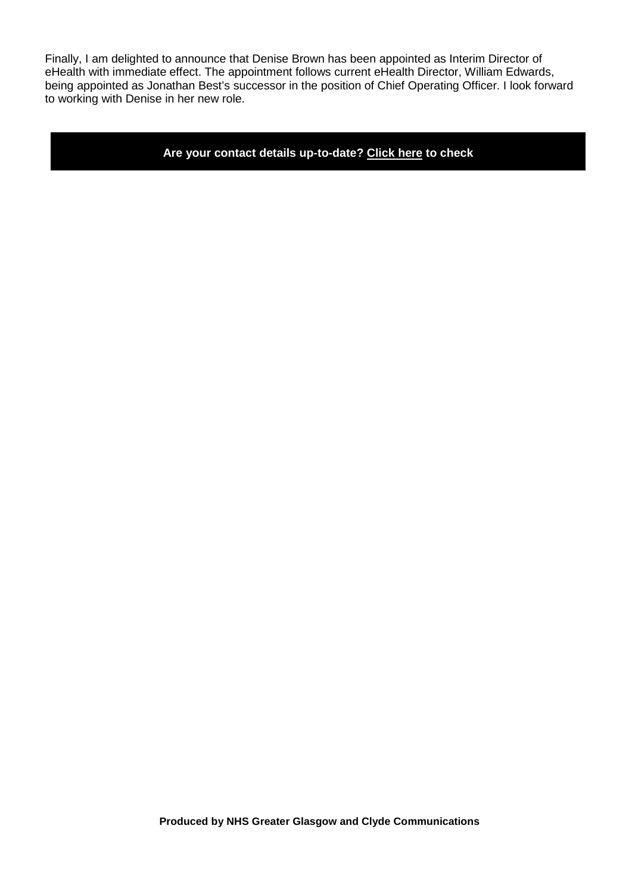Finally, I am delighted to announce that Denise Brown has been appointed as Interim Director of eHealth with immediate effect. The appointment follows current eHealth Director, William Edwards, being appointed as Jonathan Best's successor in the position of Chief Operating Officer. I look forward to working with Denise in her new role.

**Are your contact details up-to-date? Click here to check**

**Produced by NHS Greater Glasgow and Clyde Communications**